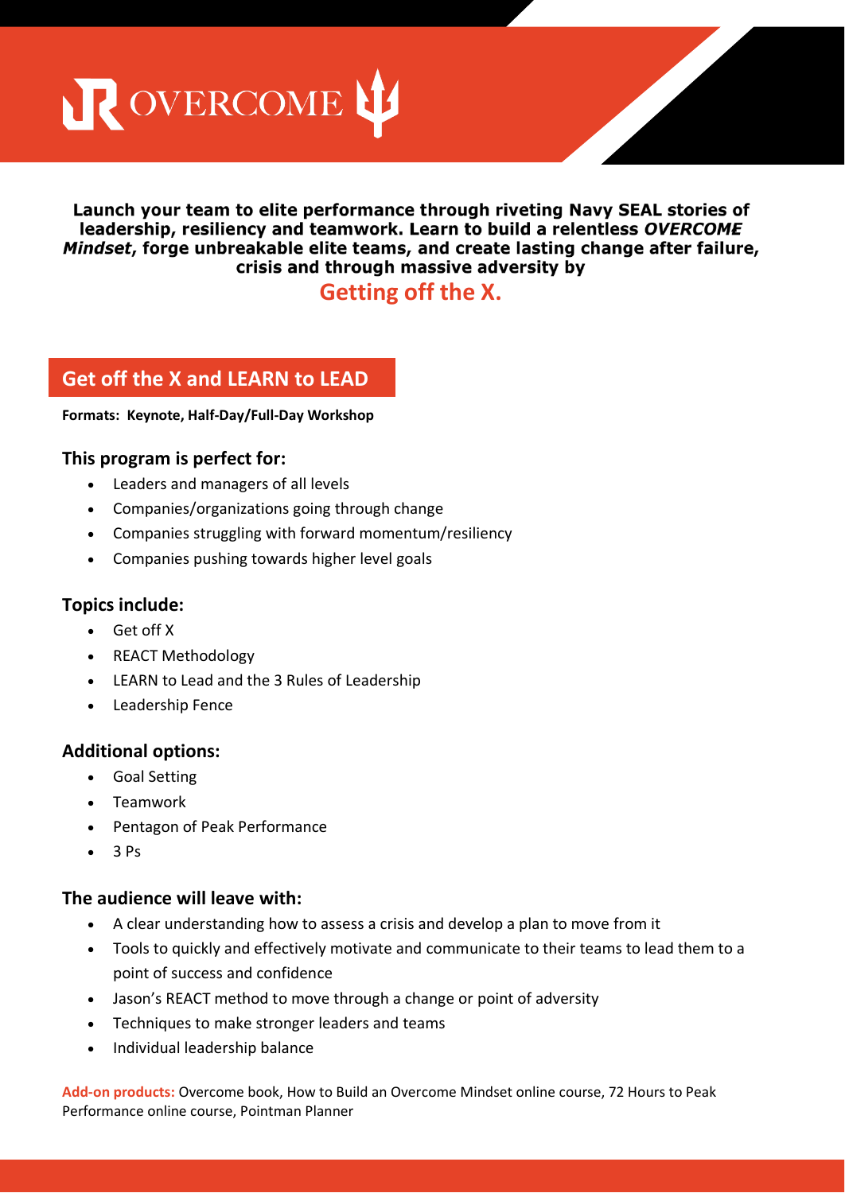# OVERCOME

**Launch your team to elite performance through riveting Navy SEAL stories of leadership, resiliency and teamwork. Learn to build a relentless *OVERCOME Mindset*, forge unbreakable elite teams, and create lasting change after failure, crisis and through massive adversity by**

## Getting off the X.

## Get off the X and LEARN to LEAD

**Formats: Keynote, Half-Day/Full-Day Workshop**

### This program is perfect for:

- Leaders and managers of all levels
- Companies/organizations going through change
- Companies struggling with forward momentum/resiliency
- Companies pushing towards higher level goals

### Topics include:

- Get off X
- REACT Methodology
- LEARN to Lead and the 3 Rules of Leadership
- Leadership Fence

### Additional options:

- Goal Setting
- Teamwork
- Pentagon of Peak Performance
- 3 Ps

### The audience will leave with:

- A clear understanding how to assess a crisis and develop a plan to move from it
- Tools to quickly and effectively motivate and communicate to their teams to lead them to a point of success and confidence
- Jason's REACT method to move through a change or point of adversity
- Techniques to make stronger leaders and teams
- Individual leadership balance

**Add-on products:** Overcome book, How to Build an Overcome Mindset online course, 72 Hours to Peak Performance online course, Pointman Planner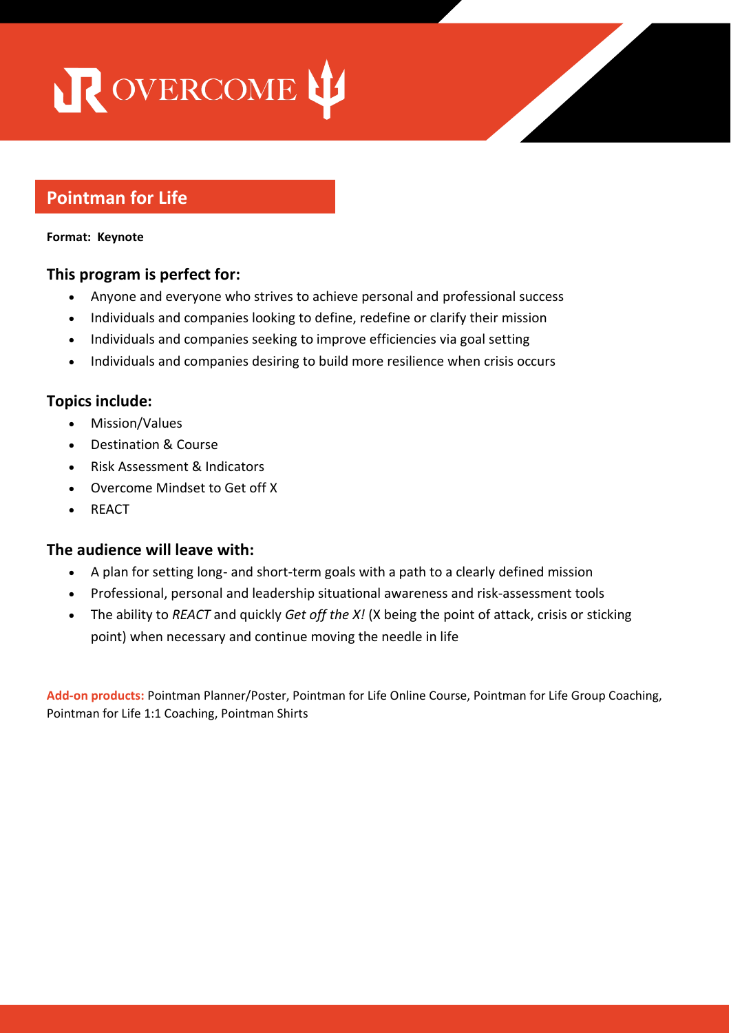OVERCOME

## Pointman for Life

**Format: Keynote**

### This program is perfect for:

- Anyone and everyone who strives to achieve personal and professional success
- Individuals and companies looking to define, redefine or clarify their mission
- Individuals and companies seeking to improve efficiencies via goal setting
- Individuals and companies desiring to build more resilience when crisis occurs

### Topics include:

- Mission/Values
- Destination & Course
- Risk Assessment & Indicators
- Overcome Mindset to Get off X
- REACT

### The audience will leave with:

- A plan for setting long- and short-term goals with a path to a clearly defined mission
- Professional, personal and leadership situational awareness and risk-assessment tools
- The ability to *REACT* and quickly *Get off the X!* (X being the point of attack, crisis or sticking point) when necessary and continue moving the needle in life

**Add-on products:** Pointman Planner/Poster, Pointman for Life Online Course, Pointman for Life Group Coaching, Pointman for Life 1:1 Coaching, Pointman Shirts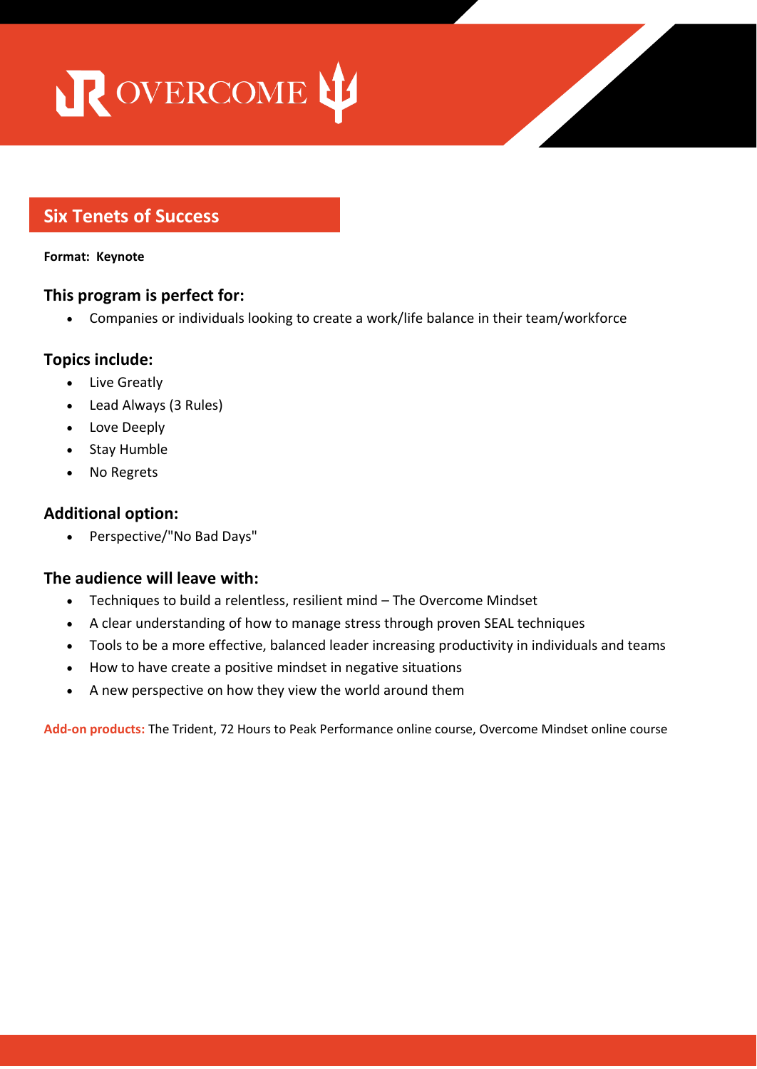# Six Tenets of Success

**Format: Keynote**

### This program is perfect for:

- Companies or individuals looking to create a work/life balance in their team/workforce

### Topics include:

- Live Greatly
- Lead Always (3 Rules)
- Love Deeply
- Stay Humble
- No Regrets

### Additional option:

- Perspective/"No Bad Days"

### The audience will leave with:

- Techniques to build a relentless, resilient mind – The Overcome Mindset
- A clear understanding of how to manage stress through proven SEAL techniques
- Tools to be a more effective, balanced leader increasing productivity in individuals and teams
- How to have create a positive mindset in negative situations
- A new perspective on how they view the world around them

**Add-on products:** The Trident, 72 Hours to Peak Performance online course, Overcome Mindset online course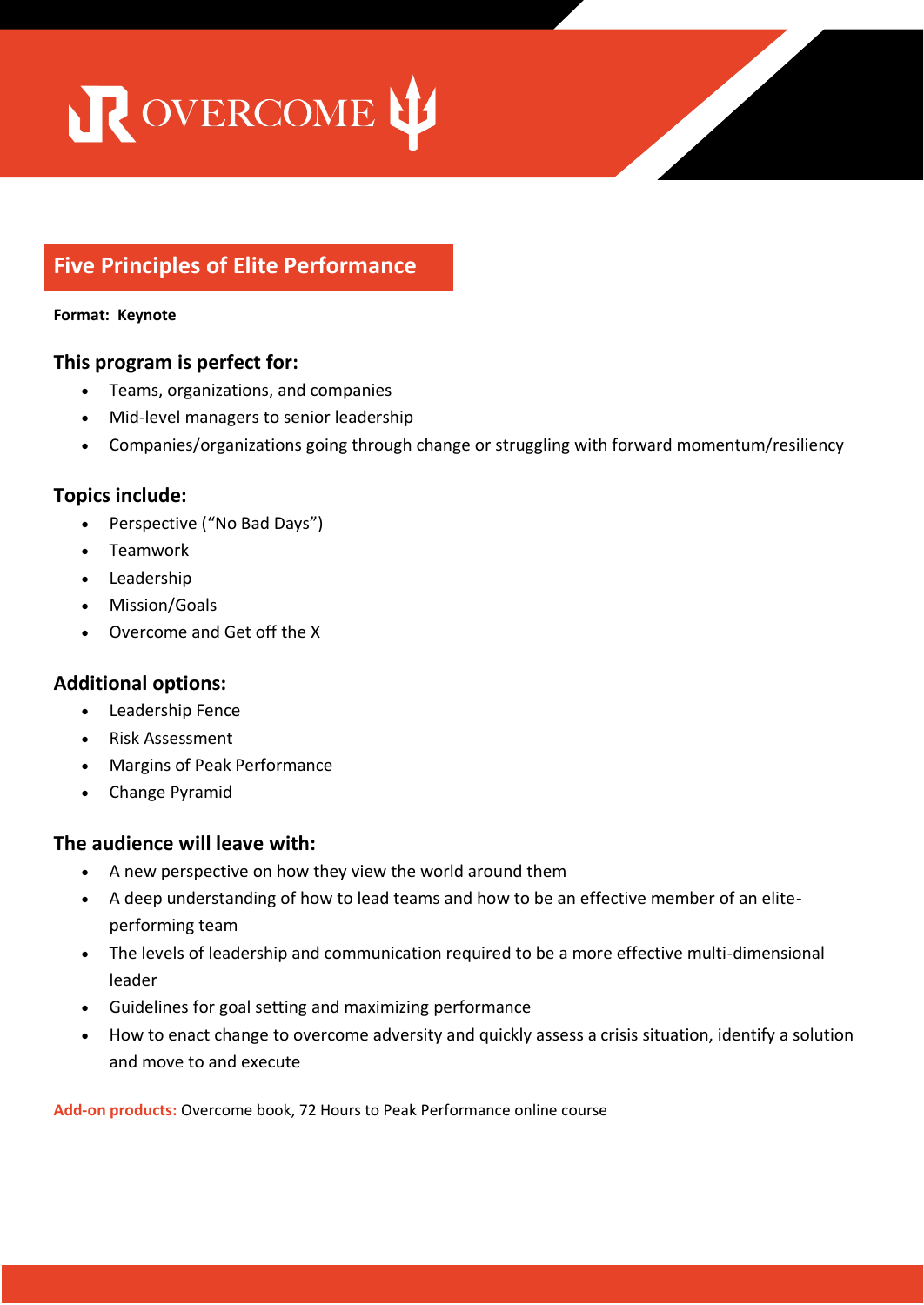# Five Principles of Elite Performance

**Format: Keynote**

## This program is perfect for:

- Teams, organizations, and companies
- Mid-level managers to senior leadership
- Companies/organizations going through change or struggling with forward momentum/resiliency

## Topics include:

- Perspective ("No Bad Days")
- Teamwork
- Leadership
- Mission/Goals
- Overcome and Get off the X

## Additional options:

- Leadership Fence
- Risk Assessment
- Margins of Peak Performance
- Change Pyramid

## The audience will leave with:

- A new perspective on how they view the world around them
- A deep understanding of how to lead teams and how to be an effective member of an elite-performing team
- The levels of leadership and communication required to be a more effective multi-dimensional leader
- Guidelines for goal setting and maximizing performance
- How to enact change to overcome adversity and quickly assess a crisis situation, identify a solution and move to and execute

**Add-on products:** Overcome book, 72 Hours to Peak Performance online course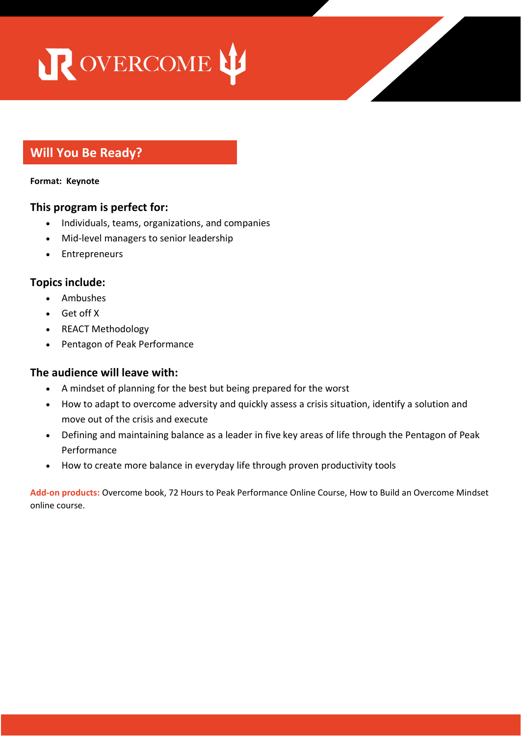OVERCOME

## Will You Be Ready?

**Format: Keynote**

### This program is perfect for:

- Individuals, teams, organizations, and companies
- Mid-level managers to senior leadership
- Entrepreneurs

### Topics include:

- Ambushes
- Get off X
- REACT Methodology
- Pentagon of Peak Performance

### The audience will leave with:

- A mindset of planning for the best but being prepared for the worst
- How to adapt to overcome adversity and quickly assess a crisis situation, identify a solution and move out of the crisis and execute
- Defining and maintaining balance as a leader in five key areas of life through the Pentagon of Peak Performance
- How to create more balance in everyday life through proven productivity tools

**Add-on products:** Overcome book, 72 Hours to Peak Performance Online Course, How to Build an Overcome Mindset online course.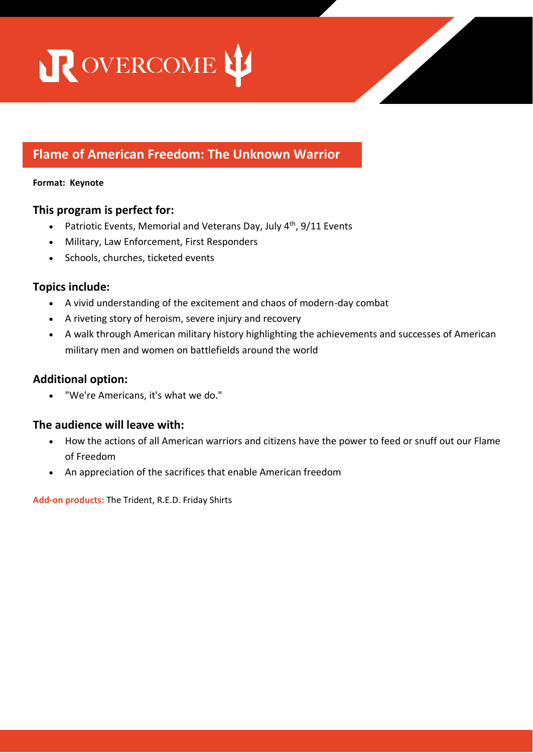# Flame of American Freedom: The Unknown Warrior

**Format: Keynote**

## This program is perfect for:

- Patriotic Events, Memorial and Veterans Day, July 4th, 9/11 Events
- Military, Law Enforcement, First Responders
- Schools, churches, ticketed events

## Topics include:

- A vivid understanding of the excitement and chaos of modern-day combat
- A riveting story of heroism, severe injury and recovery
- A walk through American military history highlighting the achievements and successes of American military men and women on battlefields around the world

## Additional option:

- "We're Americans, it's what we do."

## The audience will leave with:

- How the actions of all American warriors and citizens have the power to feed or snuff out our Flame of Freedom
- An appreciation of the sacrifices that enable American freedom

**Add-on products:** The Trident, R.E.D. Friday Shirts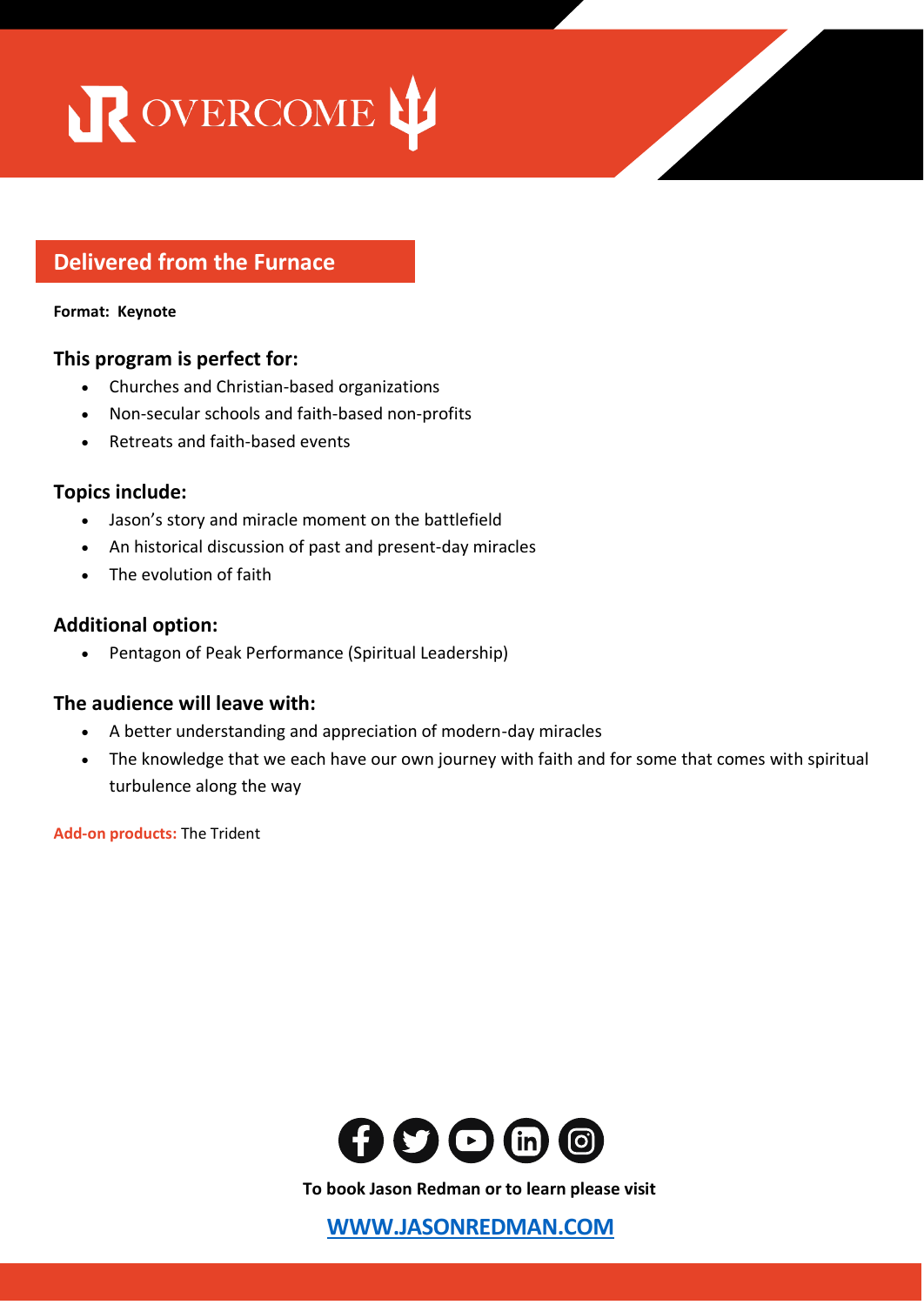## Delivered from the Furnace

**Format: Keynote**

### This program is perfect for:

- Churches and Christian-based organizations
- Non-secular schools and faith-based non-profits
- Retreats and faith-based events

### Topics include:

- Jason's story and miracle moment on the battlefield
- An historical discussion of past and present-day miracles
- The evolution of faith

### Additional option:

- Pentagon of Peak Performance (Spiritual Leadership)

### The audience will leave with:

- A better understanding and appreciation of modern-day miracles
- The knowledge that we each have our own journey with faith and for some that comes with spiritual turbulence along the way

**Add-on products:** The Trident

**To book Jason Redman or to learn please visit**

**[WWW.JASONREDMAN.COM](http://WWW.JASONREDMAN.COM)**